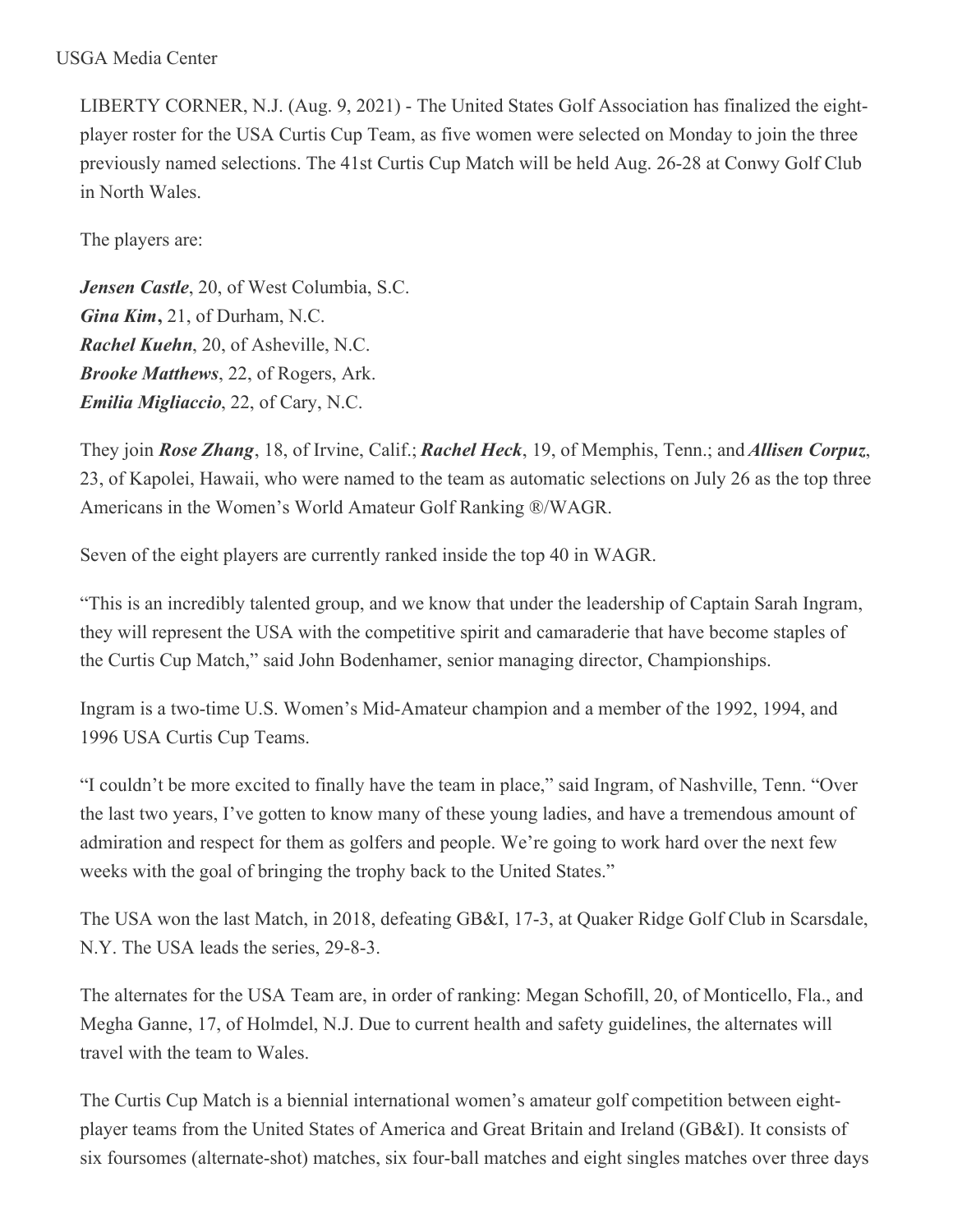USGA Media Center

LIBERTY CORNER, N.J. (Aug. 9, 2021) - The United States Golf Association has finalized the eight-player roster for the USA Curtis Cup Team, as five women were selected on Monday to join the three previously named selections. The 41st Curtis Cup Match will be held Aug. 26-28 at Conwy Golf Club in North Wales.

The players are:

***Jensen Castle***, 20, of West Columbia, S.C.
***Gina Kim*****,** 21, of Durham, N.C.
***Rachel Kuehn***, 20, of Asheville, N.C.
***Brooke Matthews***, 22, of Rogers, Ark.
***Emilia Migliaccio***, 22, of Cary, N.C.

They join ***Rose Zhang***, 18, of Irvine, Calif.; ***Rachel Heck***, 19, of Memphis, Tenn.; and ***Allisen Corpuz***, 23, of Kapolei, Hawaii, who were named to the team as automatic selections on July 26 as the top three Americans in the Women's World Amateur Golf Ranking ®/WAGR.

Seven of the eight players are currently ranked inside the top 40 in WAGR.

"This is an incredibly talented group, and we know that under the leadership of Captain Sarah Ingram, they will represent the USA with the competitive spirit and camaraderie that have become staples of the Curtis Cup Match," said John Bodenhamer, senior managing director, Championships.

Ingram is a two-time U.S. Women's Mid-Amateur champion and a member of the 1992, 1994, and 1996 USA Curtis Cup Teams.

"I couldn't be more excited to finally have the team in place," said Ingram, of Nashville, Tenn. "Over the last two years, I've gotten to know many of these young ladies, and have a tremendous amount of admiration and respect for them as golfers and people. We're going to work hard over the next few weeks with the goal of bringing the trophy back to the United States."

The USA won the last Match, in 2018, defeating GB&I, 17-3, at Quaker Ridge Golf Club in Scarsdale, N.Y. The USA leads the series, 29-8-3.

The alternates for the USA Team are, in order of ranking: Megan Schofill, 20, of Monticello, Fla., and Megha Ganne, 17, of Holmdel, N.J. Due to current health and safety guidelines, the alternates will travel with the team to Wales.

The Curtis Cup Match is a biennial international women's amateur golf competition between eight-player teams from the United States of America and Great Britain and Ireland (GB&I). It consists of six foursomes (alternate-shot) matches, six four-ball matches and eight singles matches over three days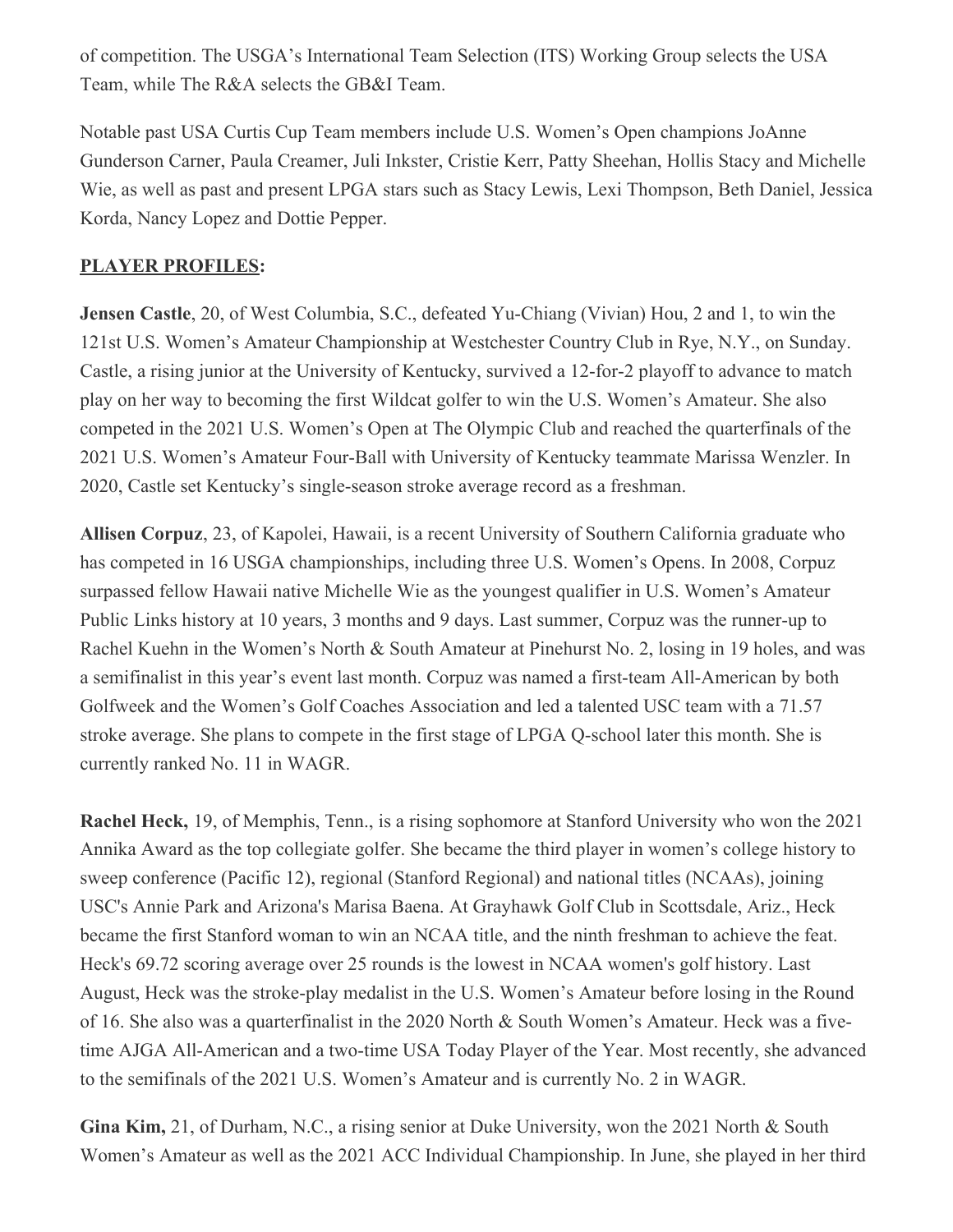of competition. The USGA's International Team Selection (ITS) Working Group selects the USA Team, while The R&A selects the GB&I Team.

Notable past USA Curtis Cup Team members include U.S. Women's Open champions JoAnne Gunderson Carner, Paula Creamer, Juli Inkster, Cristie Kerr, Patty Sheehan, Hollis Stacy and Michelle Wie, as well as past and present LPGA stars such as Stacy Lewis, Lexi Thompson, Beth Daniel, Jessica Korda, Nancy Lopez and Dottie Pepper.

**PLAYER PROFILES:**

**Jensen Castle**, 20, of West Columbia, S.C., defeated Yu-Chiang (Vivian) Hou, 2 and 1, to win the 121st U.S. Women's Amateur Championship at Westchester Country Club in Rye, N.Y., on Sunday. Castle, a rising junior at the University of Kentucky, survived a 12-for-2 playoff to advance to match play on her way to becoming the first Wildcat golfer to win the U.S. Women's Amateur. She also competed in the 2021 U.S. Women's Open at The Olympic Club and reached the quarterfinals of the 2021 U.S. Women's Amateur Four-Ball with University of Kentucky teammate Marissa Wenzler. In 2020, Castle set Kentucky's single-season stroke average record as a freshman.

**Allisen Corpuz**, 23, of Kapolei, Hawaii, is a recent University of Southern California graduate who has competed in 16 USGA championships, including three U.S. Women's Opens. In 2008, Corpuz surpassed fellow Hawaii native Michelle Wie as the youngest qualifier in U.S. Women's Amateur Public Links history at 10 years, 3 months and 9 days. Last summer, Corpuz was the runner-up to Rachel Kuehn in the Women's North & South Amateur at Pinehurst No. 2, losing in 19 holes, and was a semifinalist in this year's event last month. Corpuz was named a first-team All-American by both Golfweek and the Women's Golf Coaches Association and led a talented USC team with a 71.57 stroke average. She plans to compete in the first stage of LPGA Q-school later this month. She is currently ranked No. 11 in WAGR.

**Rachel Heck,** 19, of Memphis, Tenn., is a rising sophomore at Stanford University who won the 2021 Annika Award as the top collegiate golfer. She became the third player in women's college history to sweep conference (Pacific 12), regional (Stanford Regional) and national titles (NCAAs), joining USC's Annie Park and Arizona's Marisa Baena. At Grayhawk Golf Club in Scottsdale, Ariz., Heck became the first Stanford woman to win an NCAA title, and the ninth freshman to achieve the feat. Heck's 69.72 scoring average over 25 rounds is the lowest in NCAA women's golf history. Last August, Heck was the stroke-play medalist in the U.S. Women's Amateur before losing in the Round of 16. She also was a quarterfinalist in the 2020 North & South Women's Amateur. Heck was a five-time AJGA All-American and a two-time USA Today Player of the Year. Most recently, she advanced to the semifinals of the 2021 U.S. Women's Amateur and is currently No. 2 in WAGR.

**Gina Kim,** 21, of Durham, N.C., a rising senior at Duke University, won the 2021 North & South Women's Amateur as well as the 2021 ACC Individual Championship. In June, she played in her third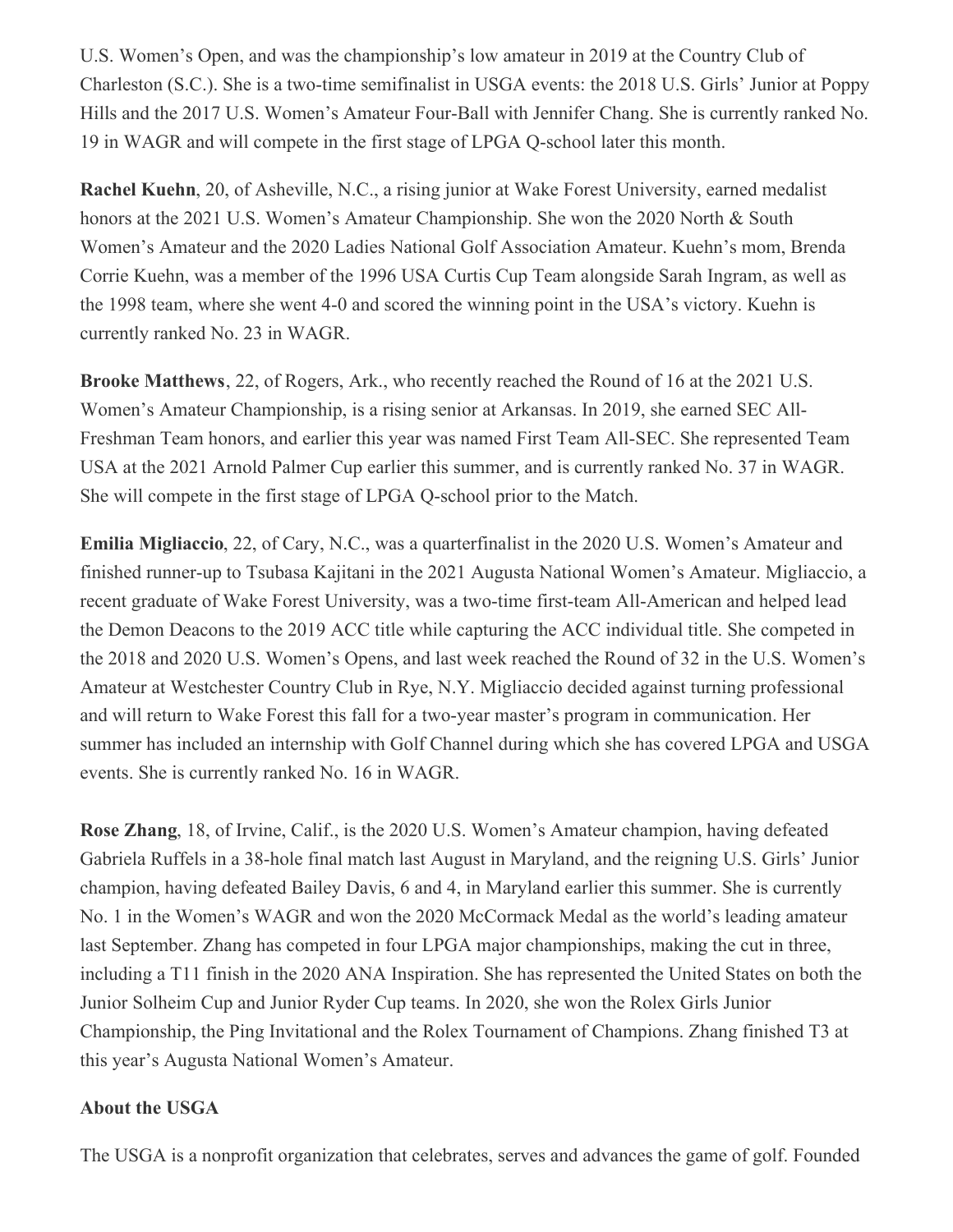U.S. Women's Open, and was the championship's low amateur in 2019 at the Country Club of Charleston (S.C.). She is a two-time semifinalist in USGA events: the 2018 U.S. Girls' Junior at Poppy Hills and the 2017 U.S. Women's Amateur Four-Ball with Jennifer Chang. She is currently ranked No. 19 in WAGR and will compete in the first stage of LPGA Q-school later this month.

**Rachel Kuehn**, 20, of Asheville, N.C., a rising junior at Wake Forest University, earned medalist honors at the 2021 U.S. Women's Amateur Championship. She won the 2020 North & South Women's Amateur and the 2020 Ladies National Golf Association Amateur. Kuehn's mom, Brenda Corrie Kuehn, was a member of the 1996 USA Curtis Cup Team alongside Sarah Ingram, as well as the 1998 team, where she went 4-0 and scored the winning point in the USA's victory. Kuehn is currently ranked No. 23 in WAGR.

**Brooke Matthews**, 22, of Rogers, Ark., who recently reached the Round of 16 at the 2021 U.S. Women's Amateur Championship, is a rising senior at Arkansas. In 2019, she earned SEC All-Freshman Team honors, and earlier this year was named First Team All-SEC. She represented Team USA at the 2021 Arnold Palmer Cup earlier this summer, and is currently ranked No. 37 in WAGR. She will compete in the first stage of LPGA Q-school prior to the Match.

**Emilia Migliaccio**, 22, of Cary, N.C., was a quarterfinalist in the 2020 U.S. Women's Amateur and finished runner-up to Tsubasa Kajitani in the 2021 Augusta National Women's Amateur. Migliaccio, a recent graduate of Wake Forest University, was a two-time first-team All-American and helped lead the Demon Deacons to the 2019 ACC title while capturing the ACC individual title. She competed in the 2018 and 2020 U.S. Women's Opens, and last week reached the Round of 32 in the U.S. Women's Amateur at Westchester Country Club in Rye, N.Y. Migliaccio decided against turning professional and will return to Wake Forest this fall for a two-year master's program in communication. Her summer has included an internship with Golf Channel during which she has covered LPGA and USGA events. She is currently ranked No. 16 in WAGR.

**Rose Zhang**, 18, of Irvine, Calif., is the 2020 U.S. Women's Amateur champion, having defeated Gabriela Ruffels in a 38-hole final match last August in Maryland, and the reigning U.S. Girls' Junior champion, having defeated Bailey Davis, 6 and 4, in Maryland earlier this summer. She is currently No. 1 in the Women's WAGR and won the 2020 McCormack Medal as the world's leading amateur last September. Zhang has competed in four LPGA major championships, making the cut in three, including a T11 finish in the 2020 ANA Inspiration. She has represented the United States on both the Junior Solheim Cup and Junior Ryder Cup teams. In 2020, she won the Rolex Girls Junior Championship, the Ping Invitational and the Rolex Tournament of Champions. Zhang finished T3 at this year's Augusta National Women's Amateur.

**About the USGA**

The USGA is a nonprofit organization that celebrates, serves and advances the game of golf. Founded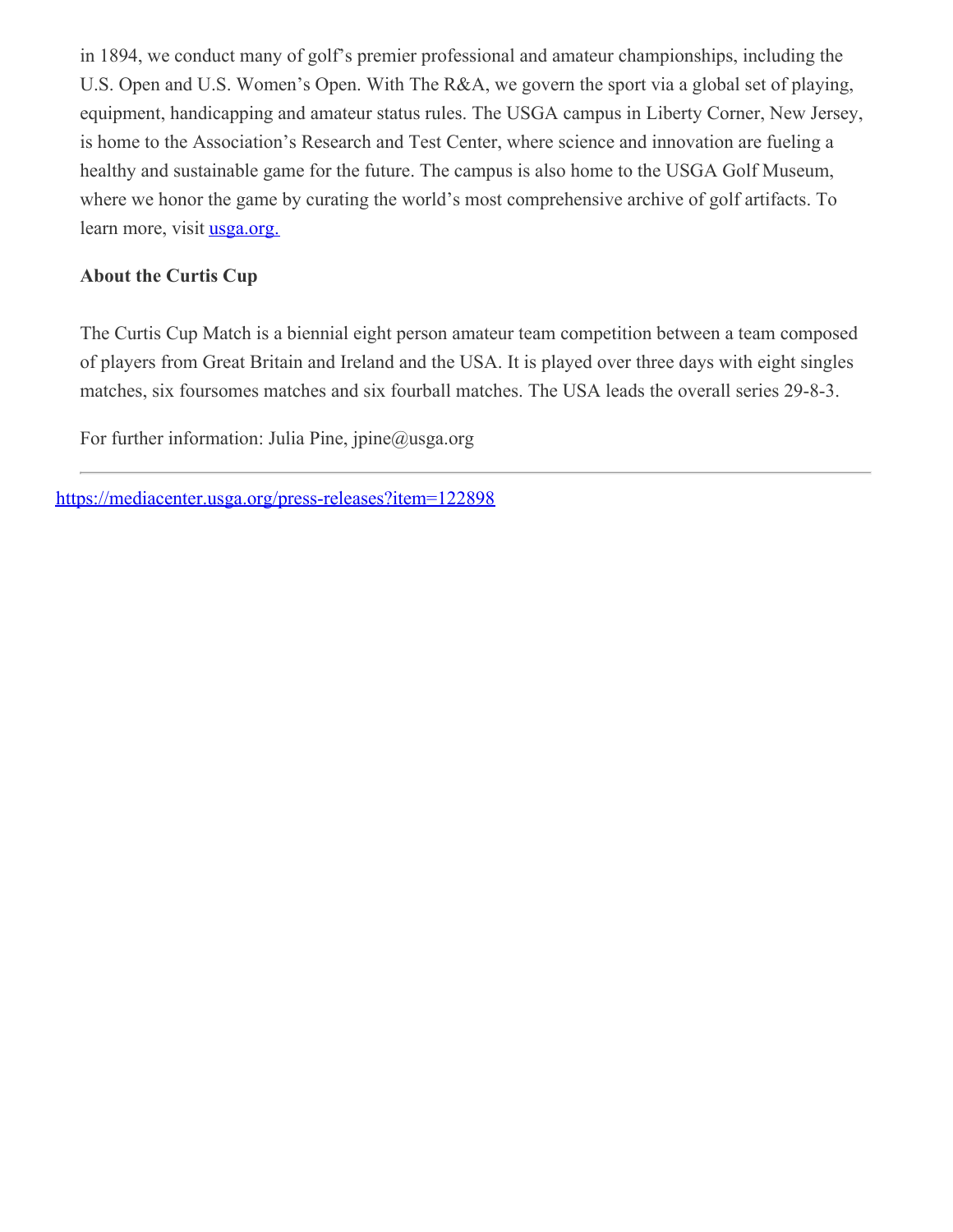in 1894, we conduct many of golf's premier professional and amateur championships, including the U.S. Open and U.S. Women's Open. With The R&A, we govern the sport via a global set of playing, equipment, handicapping and amateur status rules. The USGA campus in Liberty Corner, New Jersey, is home to the Association's Research and Test Center, where science and innovation are fueling a healthy and sustainable game for the future. The campus is also home to the USGA Golf Museum, where we honor the game by curating the world's most comprehensive archive of golf artifacts. To learn more, visit [usga.org.](https://usga.org)

**About the Curtis Cup**

The Curtis Cup Match is a biennial eight person amateur team competition between a team composed of players from Great Britain and Ireland and the USA. It is played over three days with eight singles matches, six foursomes matches and six fourball matches. The USA leads the overall series 29-8-3.

For further information: Julia Pine, jpine@usga.org

---

https://mediacenter.usga.org/press-releases?item=122898